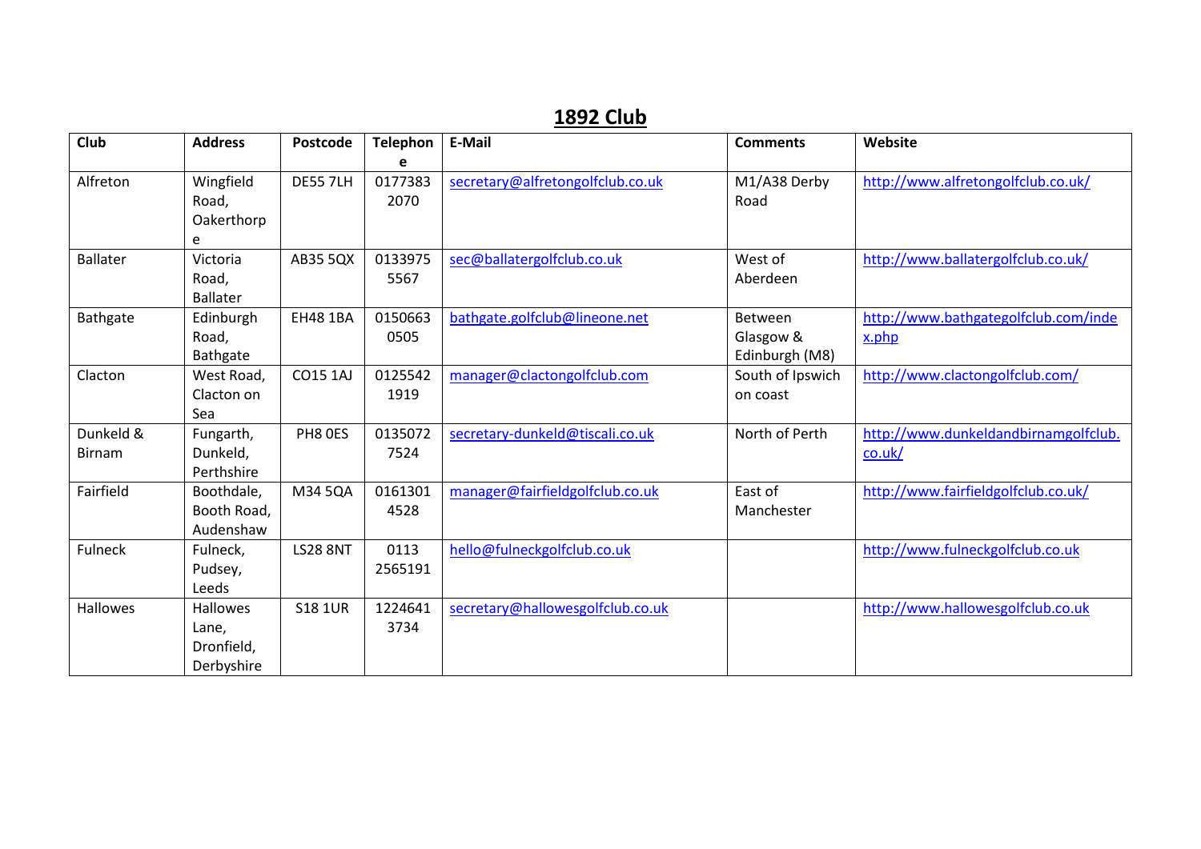# 1892 Club

| Club | Address | Postcode | Telephone | E-Mail | Comments | Website |
|---|---|---|---|---|---|---|
| Alfreton | Wingfield Road, Oakerthorpe | DE55 7LH | 01773832070 | secretary@alfretongolfclub.co.uk | M1/A38 Derby Road | http://www.alfretongolfclub.co.uk/ |
| Ballater | Victoria Road, Ballater | AB35 5QX | 01339755567 | sec@ballatergolfclub.co.uk | West of Aberdeen | http://www.ballatergolfclub.co.uk/ |
| Bathgate | Edinburgh Road, Bathgate | EH48 1BA | 01506630505 | bathgate.golfclub@lineone.net | Between Glasgow & Edinburgh (M8) | http://www.bathgategolfclub.com/index.php |
| Clacton | West Road, Clacton on Sea | CO15 1AJ | 01255421919 | manager@clactongolfclub.com | South of Ipswich on coast | http://www.clactongolfclub.com/ |
| Dunkeld & Birnam | Fungarth, Dunkeld, Perthshire | PH8 0ES | 01350727524 | secretary-dunkeld@tiscali.co.uk | North of Perth | http://www.dunkeldandbirnamgolfclub.co.uk/ |
| Fairfield | Boothdale, Booth Road, Audenshaw | M34 5QA | 01613014528 | manager@fairfieldgolfclub.co.uk | East of Manchester | http://www.fairfieldgolfclub.co.uk/ |
| Fulneck | Fulneck, Pudsey, Leeds | LS28 8NT | 0113 2565191 | hello@fulneckgolfclub.co.uk | | http://www.fulneckgolfclub.co.uk |
| Hallowes | Hallowes Lane, Dronfield, Derbyshire | S18 1UR | 12246413734 | secretary@hallowesgolfclub.co.uk | | http://www.hallowesgolfclub.co.uk |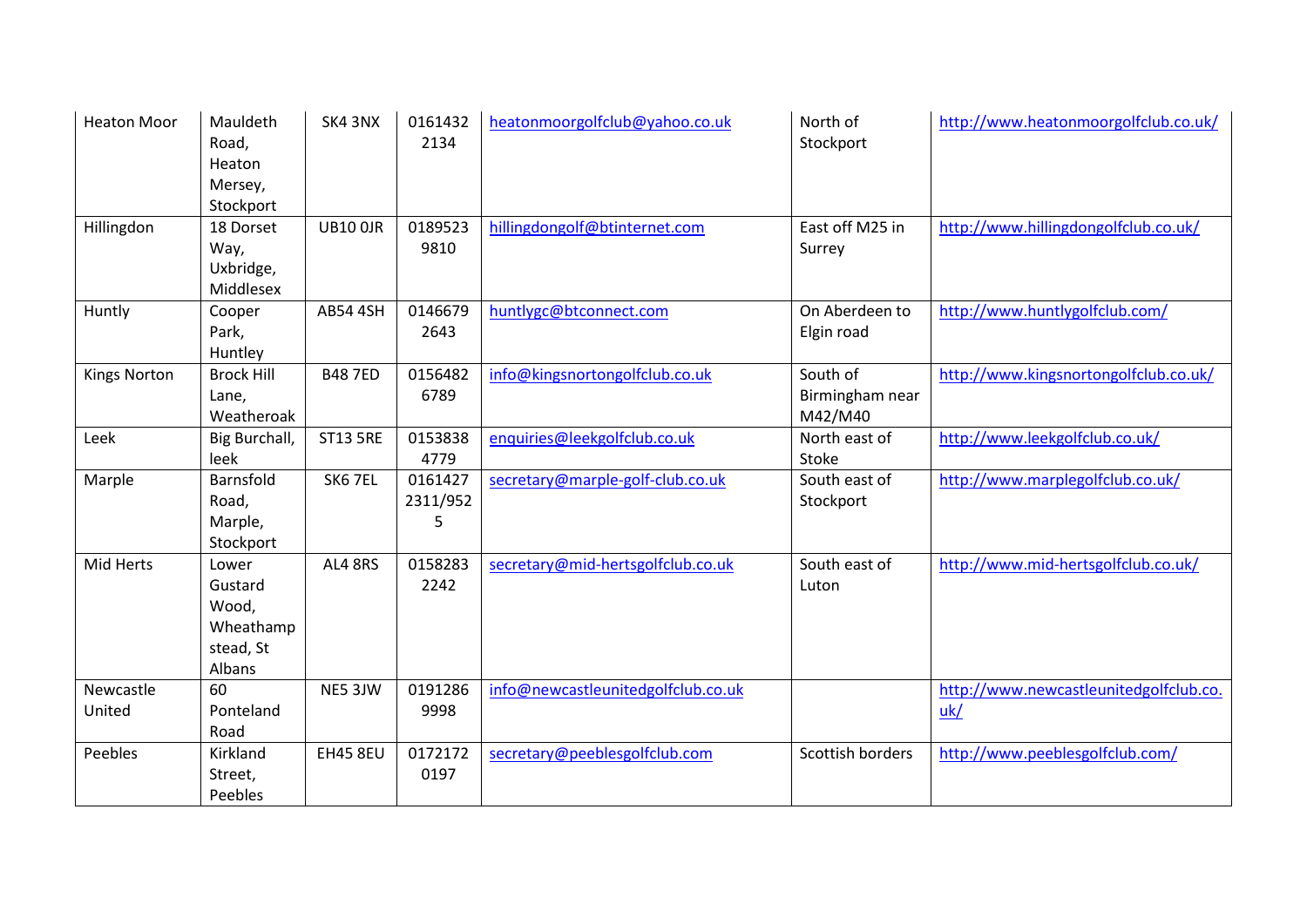| | | | | | | |
|---|---|---|---|---|---|---|
| Heaton Moor | Mauldeth Road, Heaton Mersey, Stockport | SK4 3NX | 0161432 2134 | heatonmoorgolfclub@yahoo.co.uk | North of Stockport | http://www.heatonmoorgolfclub.co.uk/ |
| Hillingdon | 18 Dorset Way, Uxbridge, Middlesex | UB10 0JR | 0189523 9810 | hillingdongolf@btinternet.com | East off M25 in Surrey | http://www.hillingdongolfclub.co.uk/ |
| Huntly | Cooper Park, Huntley | AB54 4SH | 0146679 2643 | huntlygc@btconnect.com | On Aberdeen to Elgin road | http://www.huntlygolfclub.com/ |
| Kings Norton | Brock Hill Lane, Weatheroak | B48 7ED | 0156482 6789 | info@kingsnortongolfclub.co.uk | South of Birmingham near M42/M40 | http://www.kingsnortongolfclub.co.uk/ |
| Leek | Big Burchall, leek | ST13 5RE | 0153838 4779 | enquiries@leekgolfclub.co.uk | North east of Stoke | http://www.leekgolfclub.co.uk/ |
| Marple | Barnsfold Road, Marple, Stockport | SK6 7EL | 0161427 2311/952 5 | secretary@marple-golf-club.co.uk | South east of Stockport | http://www.marplegolfclub.co.uk/ |
| Mid Herts | Lower Gustard Wood, Wheathamp stead, St Albans | AL4 8RS | 0158283 2242 | secretary@mid-hertsgolfclub.co.uk | South east of Luton | http://www.mid-hertsgolfclub.co.uk/ |
| Newcastle United | 60 Ponteland Road | NE5 3JW | 0191286 9998 | info@newcastleunitedgolfclub.co.uk | | http://www.newcastleunitedgolfclub.co.uk/ |
| Peebles | Kirkland Street, Peebles | EH45 8EU | 0172172 0197 | secretary@peeblesgolfclub.com | Scottish borders | http://www.peeblesgolfclub.com/ |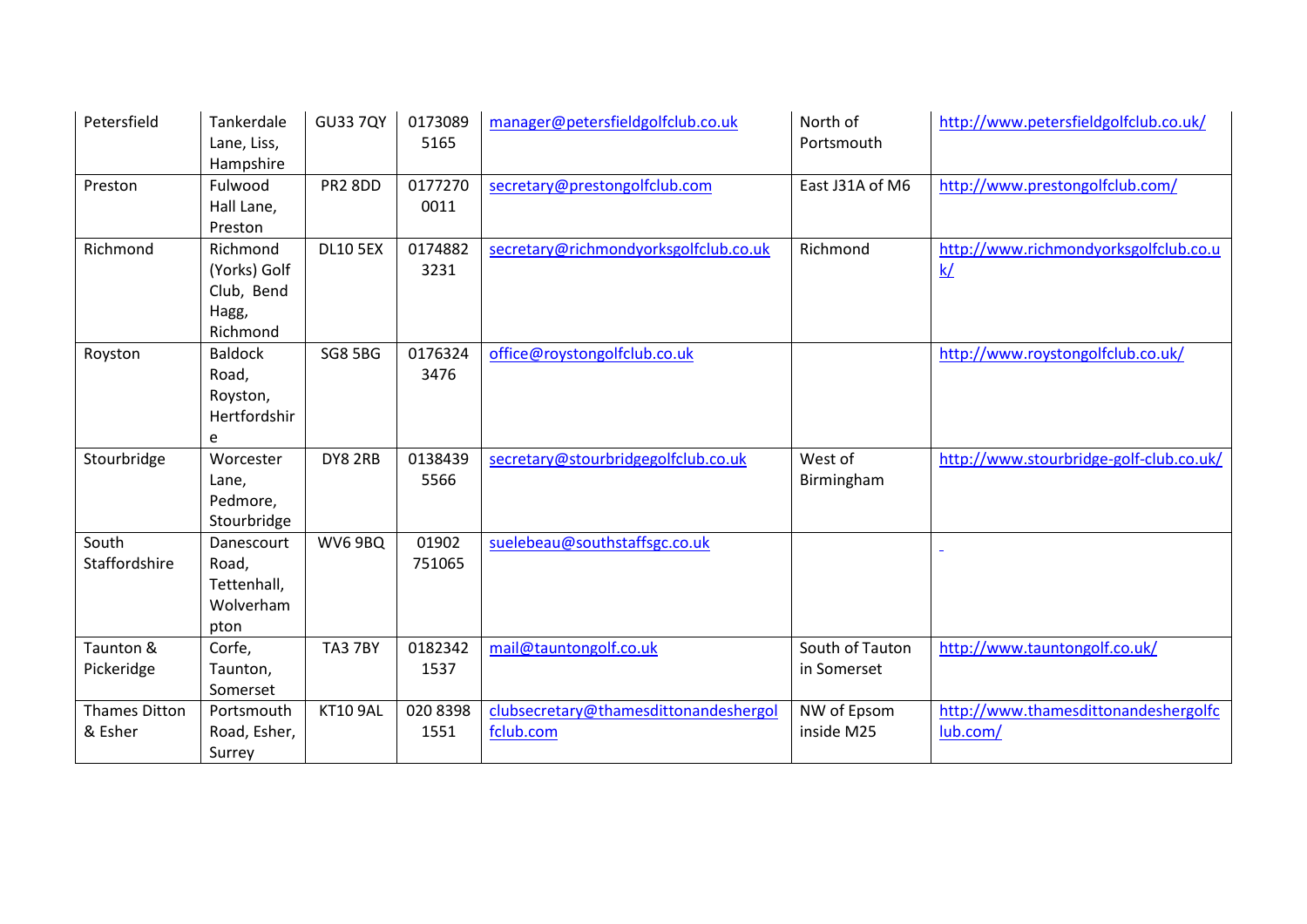| Petersfield | Tankerdale Lane, Liss, Hampshire | GU33 7QY | 01730895165 | manager@petersfieldgolfclub.co.uk | North of Portsmouth | http://www.petersfieldgolfclub.co.uk/ |
|---|---|---|---|---|---|---|
| Preston | Fulwood Hall Lane, Preston | PR2 8DD | 01772700011 | secretary@prestongolfclub.com | East J31A of M6 | http://www.prestongolfclub.com/ |
| Richmond | Richmond (Yorks) Golf Club, Bend Hagg, Richmond | DL10 5EX | 01748823231 | secretary@richmondyorksgolfclub.co.uk | Richmond | http://www.richmondyorksgolfclub.co.uk/ |
| Royston | Baldock Road, Royston, Hertfordshire | SG8 5BG | 01763243476 | office@roystongolfclub.co.uk | | http://www.roystongolfclub.co.uk/ |
| Stourbridge | Worcester Lane, Pedmore, Stourbridge | DY8 2RB | 01384395566 | secretary@stourbridgegolfclub.co.uk | West of Birmingham | http://www.stourbridge-golf-club.co.uk/ |
| South Staffordshire | Danescourt Road, Tettenhall, Wolverhampton | WV6 9BQ | 01902 751065 | suelebeau@southstaffsgc.co.uk | | |
| Taunton & Pickeridge | Corfe, Taunton, Somerset | TA3 7BY | 01823421537 | mail@tauntongolf.co.uk | South of Tauton in Somerset | http://www.tauntongolf.co.uk/ |
| Thames Ditton & Esher | Portsmouth Road, Esher, Surrey | KT10 9AL | 020 8398 1551 | clubsecretary@thamesdittonandeshergolfclub.com | NW of Epsom inside M25 | http://www.thamesdittonandeshergolfclub.com/ |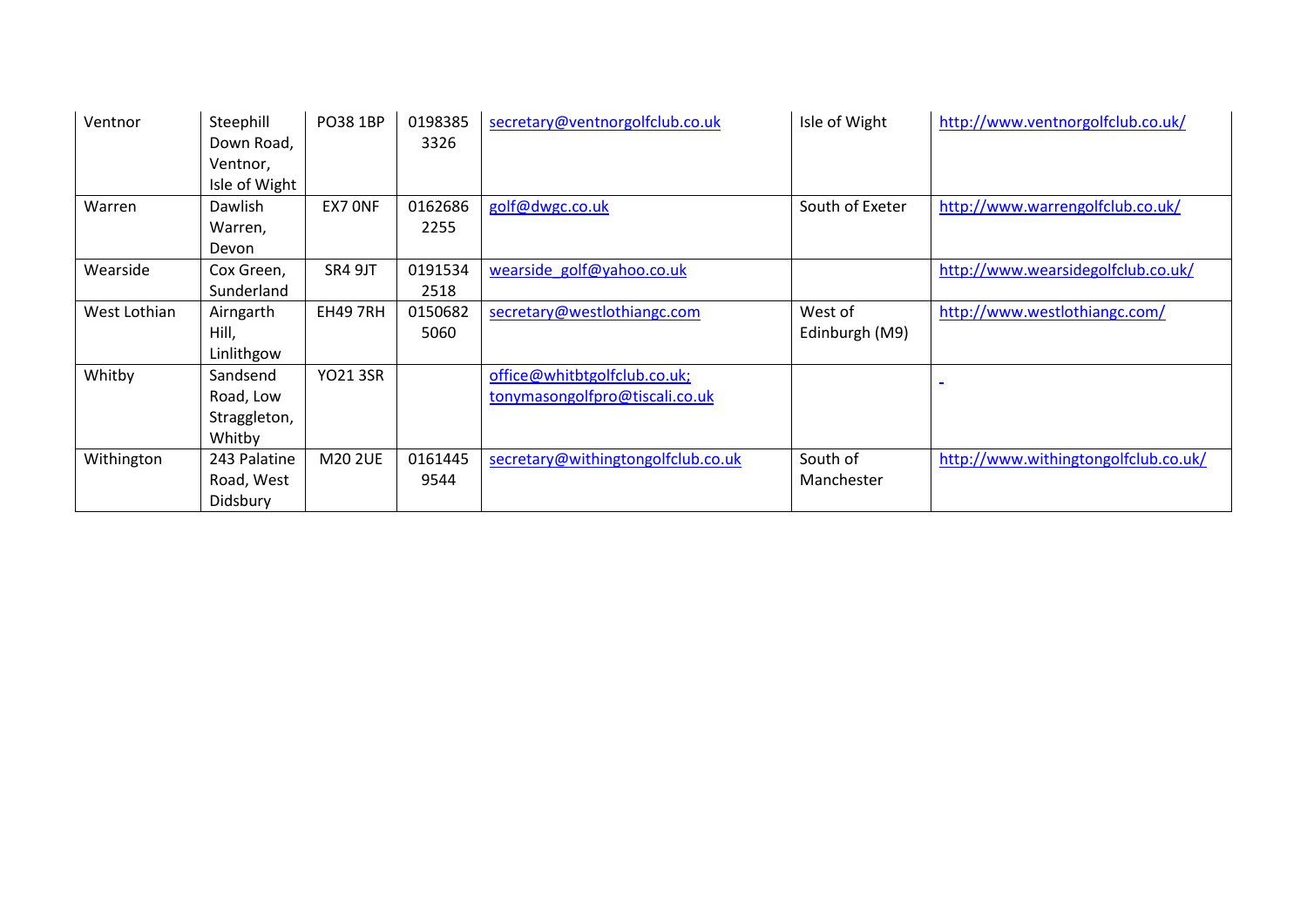| | | | | | | |
|---|---|---|---|---|---|---|
| Ventnor | Steephill Down Road, Ventnor, Isle of Wight | PO38 1BP | 01983853326 | secretary@ventnorgolfclub.co.uk | Isle of Wight | http://www.ventnorgolfclub.co.uk/ |
| Warren | Dawlish Warren, Devon | EX7 0NF | 01626862255 | golf@dwgc.co.uk | South of Exeter | http://www.warrengolfclub.co.uk/ |
| Wearside | Cox Green, Sunderland | SR4 9JT | 01915342518 | wearside_golf@yahoo.co.uk | | http://www.wearsidegolfclub.co.uk/ |
| West Lothian | Airngarth Hill, Linlithgow | EH49 7RH | 01506825060 | secretary@westlothiangc.com | West of Edinburgh (M9) | http://www.westlothiangc.com/ |
| Whitby | Sandsend Road, Low Straggleton, Whitby | YO21 3SR | | office@whitbtgolfclub.co.uk; tonymasongolfpro@tiscali.co.uk | | |
| Withington | 243 Palatine Road, West Didsbury | M20 2UE | 01614459544 | secretary@withingtongolfclub.co.uk | South of Manchester | http://www.withingtongolfclub.co.uk/ |